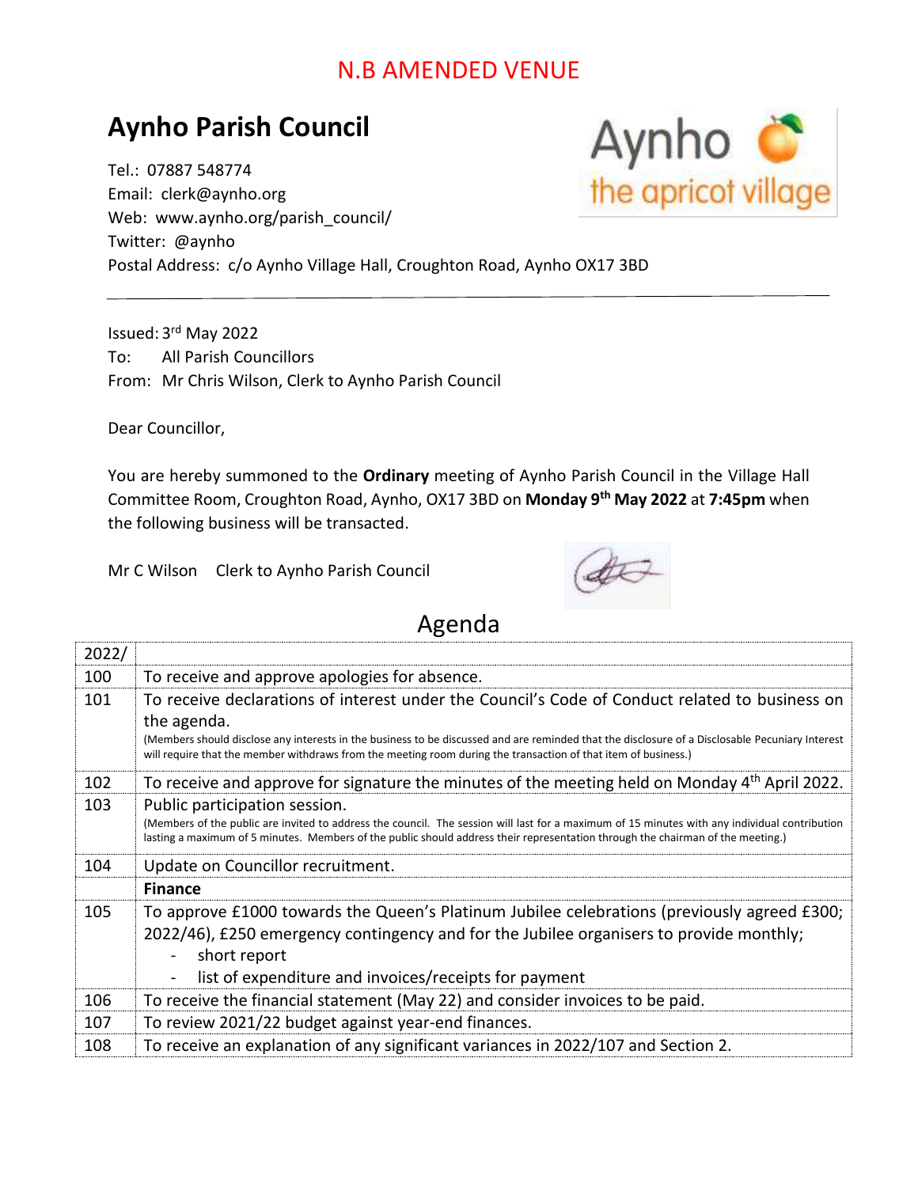N.B AMENDED VENUE

# Aynho Parish Council

Tel.: 07887 548774
Email: clerk@aynho.org
Web: www.aynho.org/parish_council/
Twitter: @aynho
Postal Address: c/o Aynho Village Hall, Croughton Road, Aynho OX17 3BD

Aynho the apricot village

---

Issued: 3rd May 2022
To: All Parish Councillors
From: Mr Chris Wilson, Clerk to Aynho Parish Council

Dear Councillor,

You are hereby summoned to the **Ordinary** meeting of Aynho Parish Council in the Village Hall Committee Room, Croughton Road, Aynho, OX17 3BD on **Monday 9th May 2022** at **7:45pm** when the following business will be transacted.

Mr C Wilson    Clerk to Aynho Parish Council

## Agenda

| 2022/ | |
|---|---|
| 100 | To receive and approve apologies for absence. |
| 101 | To receive declarations of interest under the Council's Code of Conduct related to business on the agenda.<br>(Members should disclose any interests in the business to be discussed and are reminded that the disclosure of a Disclosable Pecuniary Interest will require that the member withdraws from the meeting room during the transaction of that item of business.) |
| 102 | To receive and approve for signature the minutes of the meeting held on Monday 4th April 2022. |
| 103 | Public participation session.<br>(Members of the public are invited to address the council. The session will last for a maximum of 15 minutes with any individual contribution lasting a maximum of 5 minutes. Members of the public should address their representation through the chairman of the meeting.) |
| 104 | Update on Councillor recruitment. |
| | **Finance** |
| 105 | To approve £1000 towards the Queen's Platinum Jubilee celebrations (previously agreed £300; 2022/46), £250 emergency contingency and for the Jubilee organisers to provide monthly;<br>- short report<br>- list of expenditure and invoices/receipts for payment |
| 106 | To receive the financial statement (May 22) and consider invoices to be paid. |
| 107 | To review 2021/22 budget against year-end finances. |
| 108 | To receive an explanation of any significant variances in 2022/107 and Section 2. |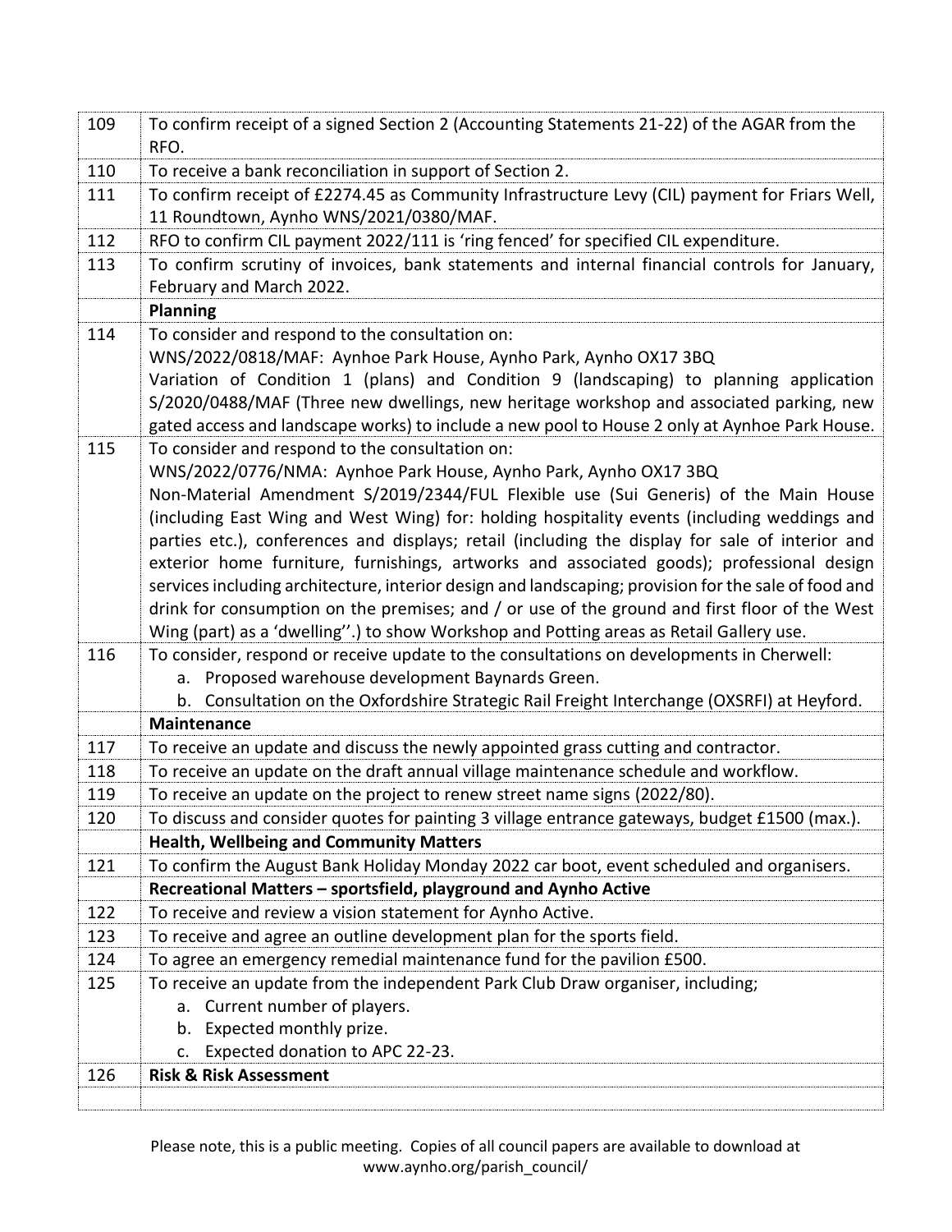| | |
|---|---|
| 109 | To confirm receipt of a signed Section 2 (Accounting Statements 21-22) of the AGAR from the RFO. |
| 110 | To receive a bank reconciliation in support of Section 2. |
| 111 | To confirm receipt of £2274.45 as Community Infrastructure Levy (CIL) payment for Friars Well, 11 Roundtown, Aynho WNS/2021/0380/MAF. |
| 112 | RFO to confirm CIL payment 2022/111 is 'ring fenced' for specified CIL expenditure. |
| 113 | To confirm scrutiny of invoices, bank statements and internal financial controls for January, February and March 2022. |
| | **Planning** |
| 114 | To consider and respond to the consultation on:<br>WNS/2022/0818/MAF: Aynhoe Park House, Aynho Park, Aynho OX17 3BQ<br>Variation of Condition 1 (plans) and Condition 9 (landscaping) to planning application S/2020/0488/MAF (Three new dwellings, new heritage workshop and associated parking, new gated access and landscape works) to include a new pool to House 2 only at Aynhoe Park House. |
| 115 | To consider and respond to the consultation on:<br>WNS/2022/0776/NMA: Aynhoe Park House, Aynho Park, Aynho OX17 3BQ<br>Non-Material Amendment S/2019/2344/FUL Flexible use (Sui Generis) of the Main House (including East Wing and West Wing) for: holding hospitality events (including weddings and parties etc.), conferences and displays; retail (including the display for sale of interior and exterior home furniture, furnishings, artworks and associated goods); professional design services including architecture, interior design and landscaping; provision for the sale of food and drink for consumption on the premises; and / or use of the ground and first floor of the West Wing (part) as a 'dwelling''.) to show Workshop and Potting areas as Retail Gallery use. |
| 116 | To consider, respond or receive update to the consultations on developments in Cherwell:<br>a. Proposed warehouse development Baynards Green.<br>b. Consultation on the Oxfordshire Strategic Rail Freight Interchange (OXSRFI) at Heyford. |
| | **Maintenance** |
| 117 | To receive an update and discuss the newly appointed grass cutting and contractor. |
| 118 | To receive an update on the draft annual village maintenance schedule and workflow. |
| 119 | To receive an update on the project to renew street name signs (2022/80). |
| 120 | To discuss and consider quotes for painting 3 village entrance gateways, budget £1500 (max.). |
| | **Health, Wellbeing and Community Matters** |
| 121 | To confirm the August Bank Holiday Monday 2022 car boot, event scheduled and organisers. |
| | **Recreational Matters – sportsfield, playground and Aynho Active** |
| 122 | To receive and review a vision statement for Aynho Active. |
| 123 | To receive and agree an outline development plan for the sports field. |
| 124 | To agree an emergency remedial maintenance fund for the pavilion £500. |
| 125 | To receive an update from the independent Park Club Draw organiser, including;<br>a. Current number of players.<br>b. Expected monthly prize.<br>c. Expected donation to APC 22-23. |
| 126 | **Risk & Risk Assessment** |
| | |

Please note, this is a public meeting. Copies of all council papers are available to download at www.aynho.org/parish_council/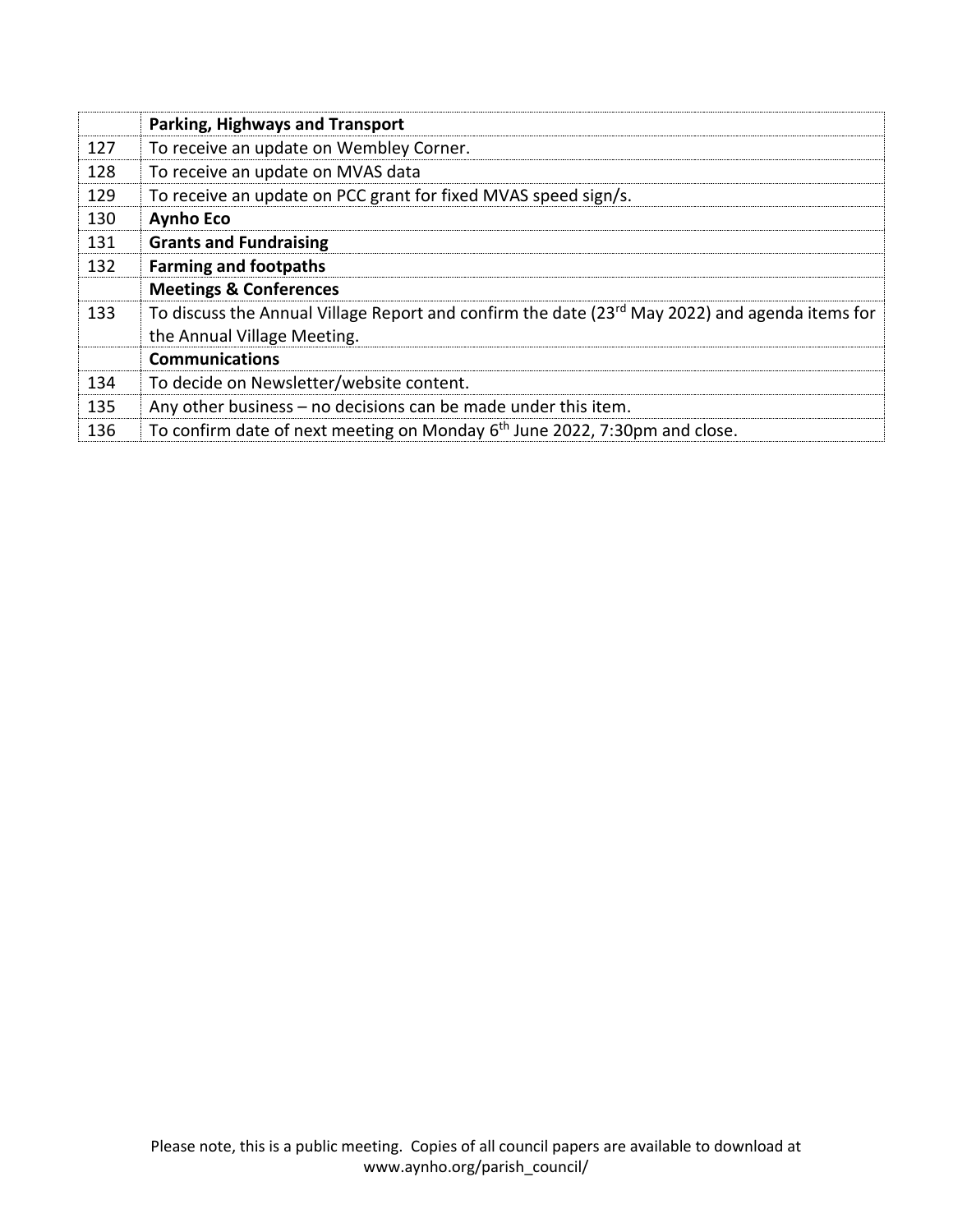| | |
|---|---|
| | **Parking, Highways and Transport** |
| 127 | To receive an update on Wembley Corner. |
| 128 | To receive an update on MVAS data |
| 129 | To receive an update on PCC grant for fixed MVAS speed sign/s. |
| 130 | **Aynho Eco** |
| 131 | **Grants and Fundraising** |
| 132 | **Farming and footpaths** |
| | **Meetings & Conferences** |
| 133 | To discuss the Annual Village Report and confirm the date (23rd May 2022) and agenda items for the Annual Village Meeting. |
| | **Communications** |
| 134 | To decide on Newsletter/website content. |
| 135 | Any other business – no decisions can be made under this item. |
| 136 | To confirm date of next meeting on Monday 6th June 2022, 7:30pm and close. |

Please note, this is a public meeting. Copies of all council papers are available to download at www.aynho.org/parish_council/